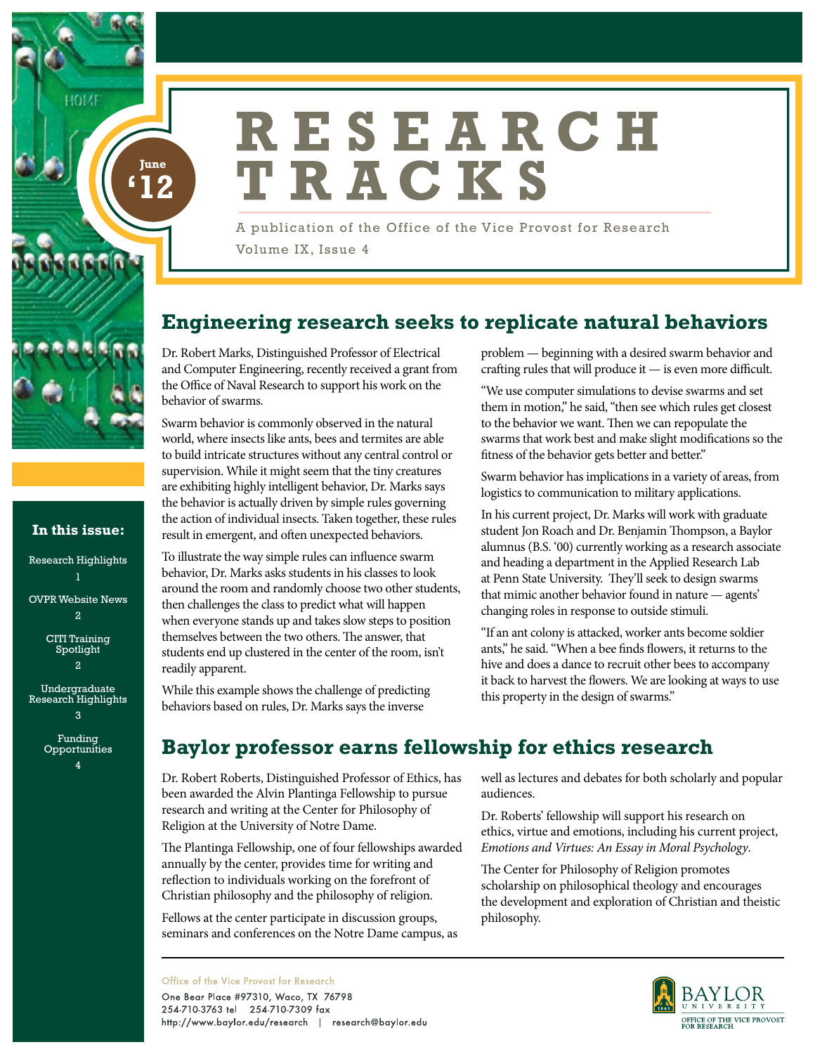# RESEARCH TRACKS

June '12

A publication of the Office of the Vice Provost for Research

Volume IX, Issue 4

**In this issue:**

- Research Highlights 1
- OVPR Website News 2
- CITI Training Spotlight 2
- Undergraduate Research Highlights 3
- Funding Opportunities 4

## Engineering research seeks to replicate natural behaviors

Dr. Robert Marks, Distinguished Professor of Electrical and Computer Engineering, recently received a grant from the Office of Naval Research to support his work on the behavior of swarms.

Swarm behavior is commonly observed in the natural world, where insects like ants, bees and termites are able to build intricate structures without any central control or supervision. While it might seem that the tiny creatures are exhibiting highly intelligent behavior, Dr. Marks says the behavior is actually driven by simple rules governing the action of individual insects. Taken together, these rules result in emergent, and often unexpected behaviors.

To illustrate the way simple rules can influence swarm behavior, Dr. Marks asks students in his classes to look around the room and randomly choose two other students, then challenges the class to predict what will happen when everyone stands up and takes slow steps to position themselves between the two others. The answer, that students end up clustered in the center of the room, isn't readily apparent.

While this example shows the challenge of predicting behaviors based on rules, Dr. Marks says the inverse problem — beginning with a desired swarm behavior and crafting rules that will produce it — is even more difficult.

"We use computer simulations to devise swarms and set them in motion," he said, "then see which rules get closest to the behavior we want. Then we can repopulate the swarms that work best and make slight modifications so the fitness of the behavior gets better and better."

Swarm behavior has implications in a variety of areas, from logistics to communication to military applications.

In his current project, Dr. Marks will work with graduate student Jon Roach and Dr. Benjamin Thompson, a Baylor alumnus (B.S. '00) currently working as a research associate and heading a department in the Applied Research Lab at Penn State University. They'll seek to design swarms that mimic another behavior found in nature — agents' changing roles in response to outside stimuli.

"If an ant colony is attacked, worker ants become soldier ants," he said. "When a bee finds flowers, it returns to the hive and does a dance to recruit other bees to accompany it back to harvest the flowers. We are looking at ways to use this property in the design of swarms."

## Baylor professor earns fellowship for ethics research

Dr. Robert Roberts, Distinguished Professor of Ethics, has been awarded the Alvin Plantinga Fellowship to pursue research and writing at the Center for Philosophy of Religion at the University of Notre Dame.

The Plantinga Fellowship, one of four fellowships awarded annually by the center, provides time for writing and reflection to individuals working on the forefront of Christian philosophy and the philosophy of religion.

Fellows at the center participate in discussion groups, seminars and conferences on the Notre Dame campus, as well as lectures and debates for both scholarly and popular audiences.

Dr. Roberts' fellowship will support his research on ethics, virtue and emotions, including his current project, *Emotions and Virtues: An Essay in Moral Psychology*.

The Center for Philosophy of Religion promotes scholarship on philosophical theology and encourages the development and exploration of Christian and theistic philosophy.

---

Office of the Vice Provost for Research
One Bear Place #97310, Waco, TX 76798
254-710-3763 tel 254-710-7309 fax
http://www.baylor.edu/research | research@baylor.edu

Baylor University — Office of the Vice Provost for Research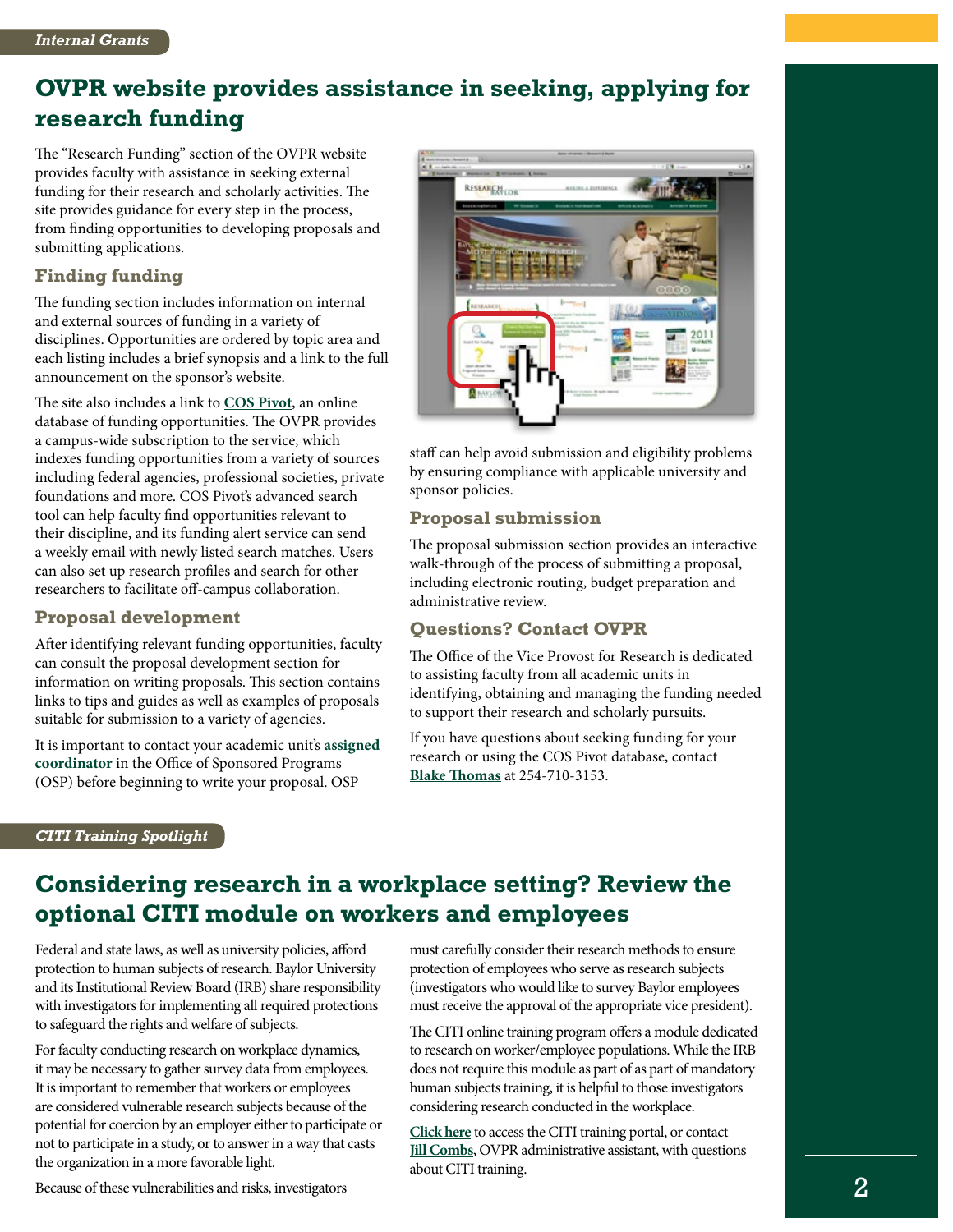*Internal Grants*

# OVPR website provides assistance in seeking, applying for research funding

The "Research Funding" section of the OVPR website provides faculty with assistance in seeking external funding for their research and scholarly activities. The site provides guidance for every step in the process, from finding opportunities to developing proposals and submitting applications.

## Finding funding

The funding section includes information on internal and external sources of funding in a variety of disciplines. Opportunities are ordered by topic area and each listing includes a brief synopsis and a link to the full announcement on the sponsor's website.

The site also includes a link to **COS Pivot**, an online database of funding opportunities. The OVPR provides a campus-wide subscription to the service, which indexes funding opportunities from a variety of sources including federal agencies, professional societies, private foundations and more. COS Pivot's advanced search tool can help faculty find opportunities relevant to their discipline, and its funding alert service can send a weekly email with newly listed search matches. Users can also set up research profiles and search for other researchers to facilitate off-campus collaboration.

## Proposal development

After identifying relevant funding opportunities, faculty can consult the proposal development section for information on writing proposals. This section contains links to tips and guides as well as examples of proposals suitable for submission to a variety of agencies.

It is important to contact your academic unit's **assigned coordinator** in the Office of Sponsored Programs (OSP) before beginning to write your proposal. OSP staff can help avoid submission and eligibility problems by ensuring compliance with applicable university and sponsor policies.

## Proposal submission

The proposal submission section provides an interactive walk-through of the process of submitting a proposal, including electronic routing, budget preparation and administrative review.

## Questions? Contact OVPR

The Office of the Vice Provost for Research is dedicated to assisting faculty from all academic units in identifying, obtaining and managing the funding needed to support their research and scholarly pursuits.

If you have questions about seeking funding for your research or using the COS Pivot database, contact **Blake Thomas** at 254-710-3153.

*CITI Training Spotlight*

# Considering research in a workplace setting? Review the optional CITI module on workers and employees

Federal and state laws, as well as university policies, afford protection to human subjects of research. Baylor University and its Institutional Review Board (IRB) share responsibility with investigators for implementing all required protections to safeguard the rights and welfare of subjects.

For faculty conducting research on workplace dynamics, it may be necessary to gather survey data from employees. It is important to remember that workers or employees are considered vulnerable research subjects because of the potential for coercion by an employer either to participate or not to participate in a study, or to answer in a way that casts the organization in a more favorable light.

Because of these vulnerabilities and risks, investigators must carefully consider their research methods to ensure protection of employees who serve as research subjects (investigators who would like to survey Baylor employees must receive the approval of the appropriate vice president).

The CITI online training program offers a module dedicated to research on worker/employee populations. While the IRB does not require this module as part of as part of mandatory human subjects training, it is helpful to those investigators considering research conducted in the workplace.

**Click here** to access the CITI training portal, or contact **Jill Combs**, OVPR administrative assistant, with questions about CITI training.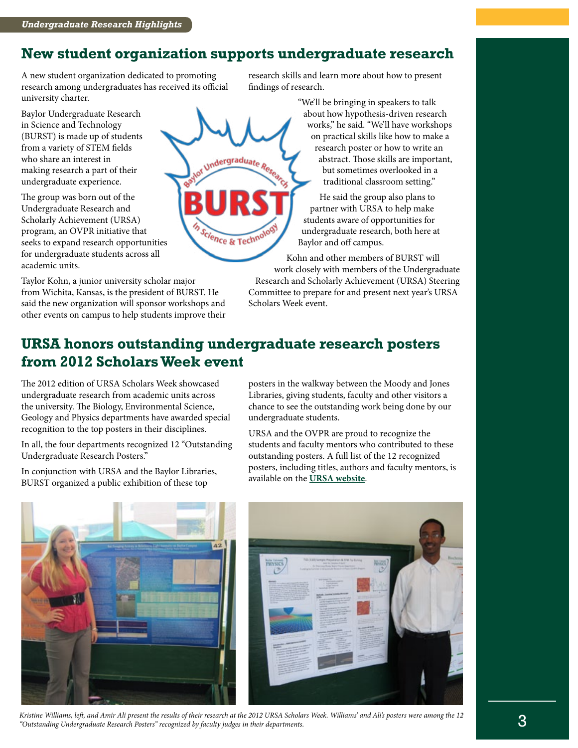## New student organization supports undergraduate research

A new student organization dedicated to promoting research among undergraduates has received its official university charter.

Baylor Undergraduate Research in Science and Technology (BURST) is made up of students from a variety of STEM fields who share an interest in making research a part of their undergraduate experience.

The group was born out of the Undergraduate Research and Scholarly Achievement (URSA) program, an OVPR initiative that seeks to expand research opportunities for undergraduate students across all academic units.

Taylor Kohn, a junior university scholar major from Wichita, Kansas, is the president of BURST. He said the new organization will sponsor workshops and other events on campus to help students improve their research skills and learn more about how to present findings of research.

"We'll be bringing in speakers to talk about how hypothesis-driven research works," he said. "We'll have workshops on practical skills like how to make a research poster or how to write an abstract. Those skills are important, but sometimes overlooked in a traditional classroom setting."

He said the group also plans to partner with URSA to help make students aware of opportunities for undergraduate research, both here at Baylor and off campus.

Kohn and other members of BURST will work closely with members of the Undergraduate Research and Scholarly Achievement (URSA) Steering Committee to prepare for and present next year's URSA Scholars Week event.

## URSA honors outstanding undergraduate research posters from 2012 Scholars Week event

The 2012 edition of URSA Scholars Week showcased undergraduate research from academic units across the university. The Biology, Environmental Science, Geology and Physics departments have awarded special recognition to the top posters in their disciplines.

In all, the four departments recognized 12 "Outstanding Undergraduate Research Posters."

In conjunction with URSA and the Baylor Libraries, BURST organized a public exhibition of these top posters in the walkway between the Moody and Jones Libraries, giving students, faculty and other visitors a chance to see the outstanding work being done by our undergraduate students.

URSA and the OVPR are proud to recognize the students and faculty mentors who contributed to these outstanding posters. A full list of the 12 recognized posters, including titles, authors and faculty mentors, is available on the **URSA website**.

*Kristine Williams, left, and Amir Ali present the results of their research at the 2012 URSA Scholars Week. Williams' and Ali's posters were among the 12 "Outstanding Undergraduate Research Posters" recognized by faculty judges in their departments.*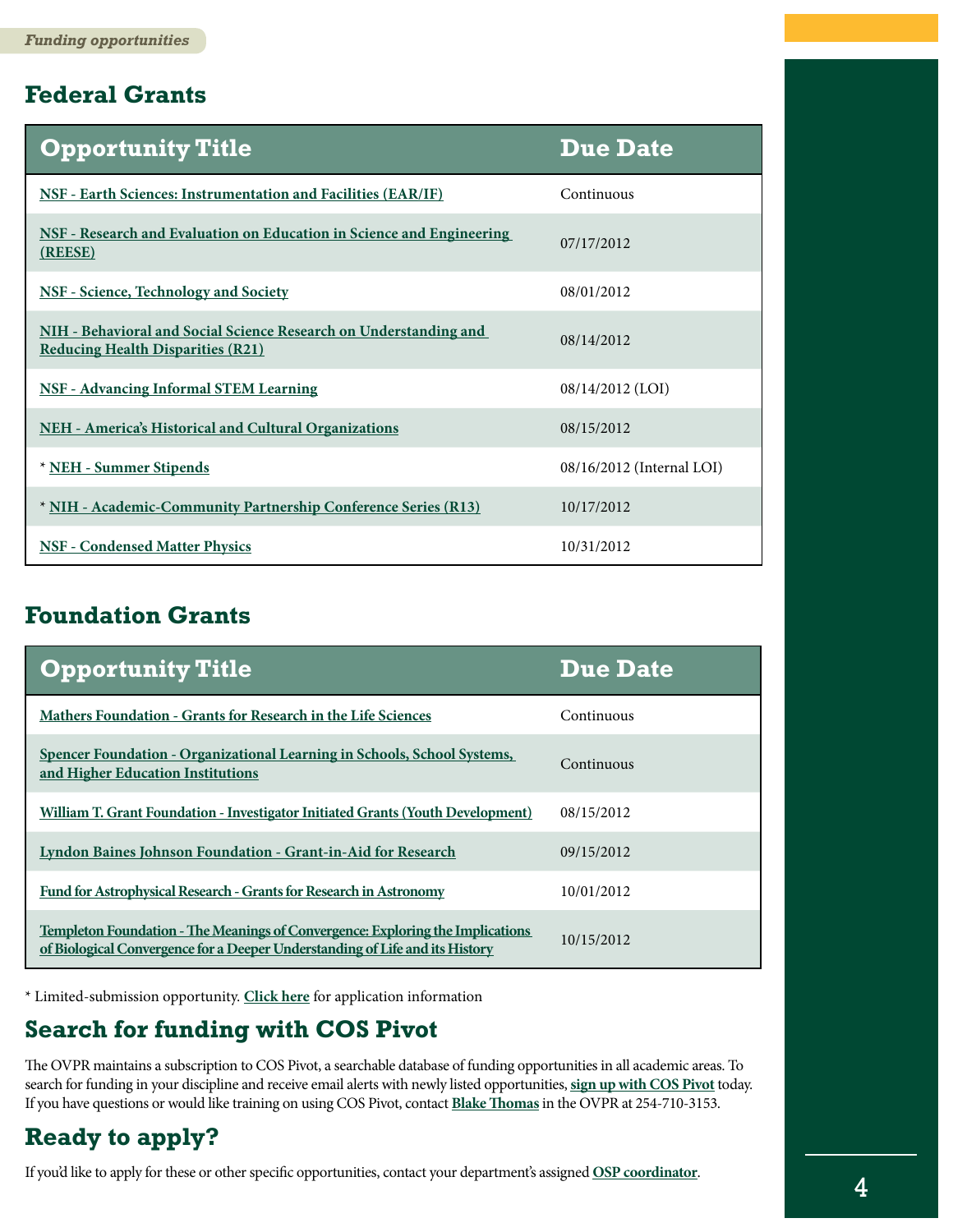*Funding opportunities*

## Federal Grants

| Opportunity Title | Due Date |
| --- | --- |
| **NSF - Earth Sciences: Instrumentation and Facilities (EAR/IF)** | Continuous |
| **NSF - Research and Evaluation on Education in Science and Engineering (REESE)** | 07/17/2012 |
| **NSF - Science, Technology and Society** | 08/01/2012 |
| **NIH - Behavioral and Social Science Research on Understanding and Reducing Health Disparities (R21)** | 08/14/2012 |
| **NSF - Advancing Informal STEM Learning** | 08/14/2012 (LOI) |
| **NEH - America's Historical and Cultural Organizations** | 08/15/2012 |
| * **NEH - Summer Stipends** | 08/16/2012 (Internal LOI) |
| * **NIH - Academic-Community Partnership Conference Series (R13)** | 10/17/2012 |
| **NSF - Condensed Matter Physics** | 10/31/2012 |

## Foundation Grants

| Opportunity Title | Due Date |
| --- | --- |
| **Mathers Foundation - Grants for Research in the Life Sciences** | Continuous |
| **Spencer Foundation - Organizational Learning in Schools, School Systems, and Higher Education Institutions** | Continuous |
| **William T. Grant Foundation - Investigator Initiated Grants (Youth Development)** | 08/15/2012 |
| **Lyndon Baines Johnson Foundation - Grant-in-Aid for Research** | 09/15/2012 |
| **Fund for Astrophysical Research - Grants for Research in Astronomy** | 10/01/2012 |
| **Templeton Foundation - The Meanings of Convergence: Exploring the Implications of Biological Convergence for a Deeper Understanding of Life and its History** | 10/15/2012 |

* Limited-submission opportunity. **Click here** for application information

## Search for funding with COS Pivot

The OVPR maintains a subscription to COS Pivot, a searchable database of funding opportunities in all academic areas. To search for funding in your discipline and receive email alerts with newly listed opportunities, **sign up with COS Pivot** today. If you have questions or would like training on using COS Pivot, contact **Blake Thomas** in the OVPR at 254-710-3153.

## Ready to apply?

If you'd like to apply for these or other specific opportunities, contact your department's assigned **OSP coordinator**.